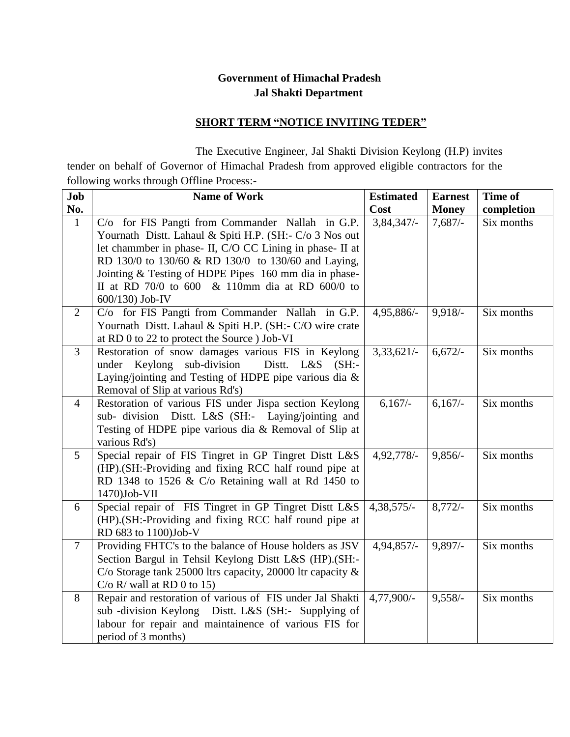**Government of Himachal Pradesh**
**Jal Shakti Department**

**SHORT TERM "NOTICE INVITING TEDER"**

The Executive Engineer, Jal Shakti Division Keylong (H.P) invites tender on behalf of Governor of Himachal Pradesh from approved eligible contractors for the following works through Offline Process:-

| Job No. | Name of Work | Estimated Cost | Earnest Money | Time of completion |
|---|---|---|---|---|
| 1 | C/o for FIS Pangti from Commander Nallah in G.P. Yournath Distt. Lahaul & Spiti H.P. (SH:- C/o 3 Nos out let chammber in phase- II, C/O CC Lining in phase- II at RD 130/0 to 130/60 & RD 130/0 to 130/60 and Laying, Jointing & Testing of HDPE Pipes 160 mm dia in phase-II at RD 70/0 to 600 & 110mm dia at RD 600/0 to 600/130) Job-IV | 3,84,347/- | 7,687/- | Six months |
| 2 | C/o for FIS Pangti from Commander Nallah in G.P. Yournath Distt. Lahaul & Spiti H.P. (SH:- C/O wire crate at RD 0 to 22 to protect the Source ) Job-VI | 4,95,886/- | 9,918/- | Six months |
| 3 | Restoration of snow damages various FIS in Keylong under Keylong sub-division Distt. L&S (SH:- Laying/jointing and Testing of HDPE pipe various dia & Removal of Slip at various Rd's) | 3,33,621/- | 6,672/- | Six months |
| 4 | Restoration of various FIS under Jispa section Keylong sub- division Distt. L&S (SH:- Laying/jointing and Testing of HDPE pipe various dia & Removal of Slip at various Rd's) | 6,167/- | 6,167/- | Six months |
| 5 | Special repair of FIS Tingret in GP Tingret Distt L&S (HP).(SH:-Providing and fixing RCC half round pipe at RD 1348 to 1526 & C/o Retaining wall at Rd 1450 to 1470)Job-VII | 4,92,778/- | 9,856/- | Six months |
| 6 | Special repair of FIS Tingret in GP Tingret Distt L&S (HP).(SH:-Providing and fixing RCC half round pipe at RD 683 to 1100)Job-V | 4,38,575/- | 8,772/- | Six months |
| 7 | Providing FHTC's to the balance of House holders as JSV Section Bargul in Tehsil Keylong Distt L&S (HP).(SH:- C/o Storage tank 25000 ltrs capacity, 20000 ltr capacity & C/o R/ wall at RD 0 to 15) | 4,94,857/- | 9,897/- | Six months |
| 8 | Repair and restoration of various of FIS under Jal Shakti sub -division Keylong Distt. L&S (SH:- Supplying of labour for repair and maintainence of various FIS for period of 3 months) | 4,77,900/- | 9,558/- | Six months |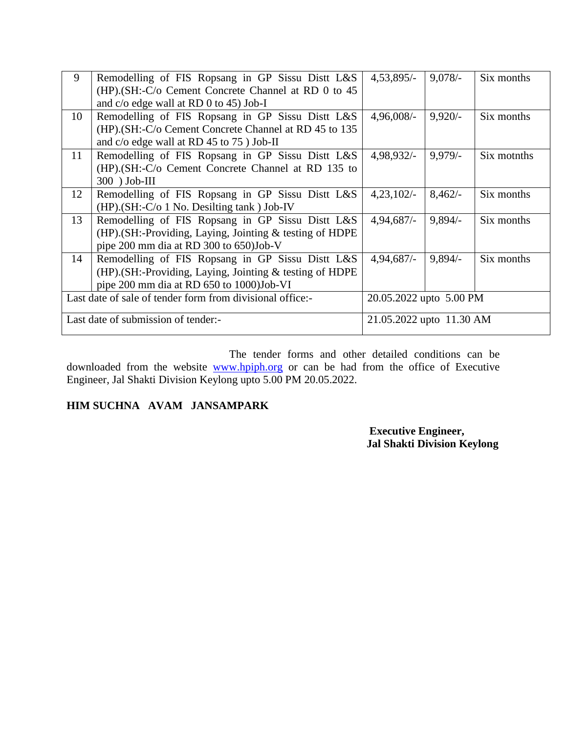| | | | | |
|---|---|---|---|---|
| 9 | Remodelling of FIS Ropsang in GP Sissu Distt L&S (HP).(SH:-C/o Cement Concrete Channel at RD 0 to 45 and c/o edge wall at RD 0 to 45) Job-I | 4,53,895/- | 9,078/- | Six months |
| 10 | Remodelling of FIS Ropsang in GP Sissu Distt L&S (HP).(SH:-C/o Cement Concrete Channel at RD 45 to 135 and c/o edge wall at RD 45 to 75 ) Job-II | 4,96,008/- | 9,920/- | Six months |
| 11 | Remodelling of FIS Ropsang in GP Sissu Distt L&S (HP).(SH:-C/o Cement Concrete Channel at RD 135 to 300 ) Job-III | 4,98,932/- | 9,979/- | Six motnths |
| 12 | Remodelling of FIS Ropsang in GP Sissu Distt L&S (HP).(SH:-C/o 1 No. Desilting tank ) Job-IV | 4,23,102/- | 8,462/- | Six months |
| 13 | Remodelling of FIS Ropsang in GP Sissu Distt L&S (HP).(SH:-Providing, Laying, Jointing & testing of HDPE pipe 200 mm dia at RD 300 to 650)Job-V | 4,94,687/- | 9,894/- | Six months |
| 14 | Remodelling of FIS Ropsang in GP Sissu Distt L&S (HP).(SH:-Providing, Laying, Jointing & testing of HDPE pipe 200 mm dia at RD 650 to 1000)Job-VI | 4,94,687/- | 9,894/- | Six months |
| Last date of sale of tender form from divisional office:- | | 20.05.2022 upto 5.00 PM | | |
| Last date of submission of tender:- | | 21.05.2022 upto 11.30 AM | | |

The tender forms and other detailed conditions can be downloaded from the website www.hpiph.org or can be had from the office of Executive Engineer, Jal Shakti Division Keylong upto 5.00 PM 20.05.2022.

**HIM SUCHNA AVAM JANSAMPARK**

**Executive Engineer,**
**Jal Shakti Division Keylong**